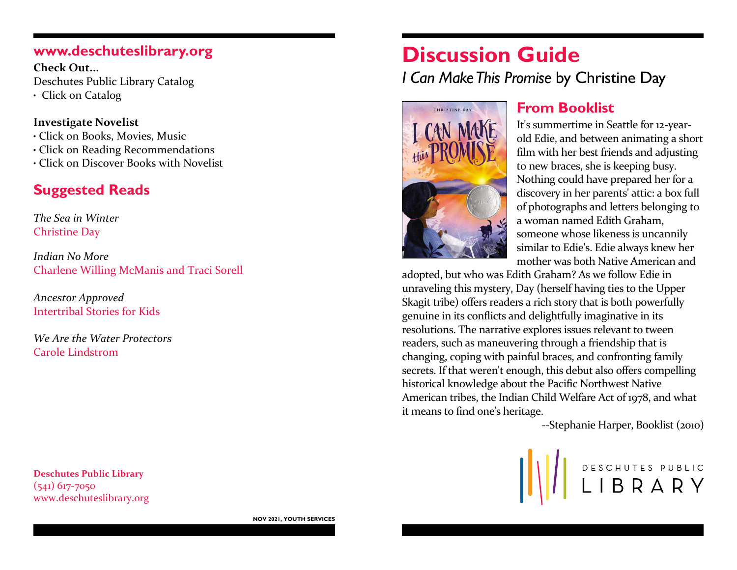## www.deschuteslibrary.org

**Check Out...**
Deschutes Public Library Catalog
- Click on Catalog

**Investigate Novelist**
- Click on Books, Movies, Music
- Click on Reading Recommendations
- Click on Discover Books with Novelist

## Suggested Reads

*The Sea in Winter*
Christine Day

*Indian No More*
Charlene Willing McManis and Traci Sorell

*Ancestor Approved*
Intertribal Stories for Kids

*We Are the Water Protectors*
Carole Lindstrom

**Deschutes Public Library**
(541) 617-7050
www.deschuteslibrary.org

NOV 2021, YOUTH SERVICES

# Discussion Guide

*I Can Make This Promise* by Christine Day

## From Booklist

It's summertime in Seattle for 12-year-old Edie, and between animating a short film with her best friends and adjusting to new braces, she is keeping busy. Nothing could have prepared her for a discovery in her parents' attic: a box full of photographs and letters belonging to a woman named Edith Graham, someone whose likeness is uncannily similar to Edie's. Edie always knew her mother was both Native American and adopted, but who was Edith Graham? As we follow Edie in unraveling this mystery, Day (herself having ties to the Upper Skagit tribe) offers readers a rich story that is both powerfully genuine in its conflicts and delightfully imaginative in its resolutions. The narrative explores issues relevant to tween readers, such as maneuvering through a friendship that is changing, coping with painful braces, and confronting family secrets. If that weren't enough, this debut also offers compelling historical knowledge about the Pacific Northwest Native American tribes, the Indian Child Welfare Act of 1978, and what it means to find one's heritage.

--Stephanie Harper, Booklist (2010)

DESCHUTES PUBLIC LIBRARY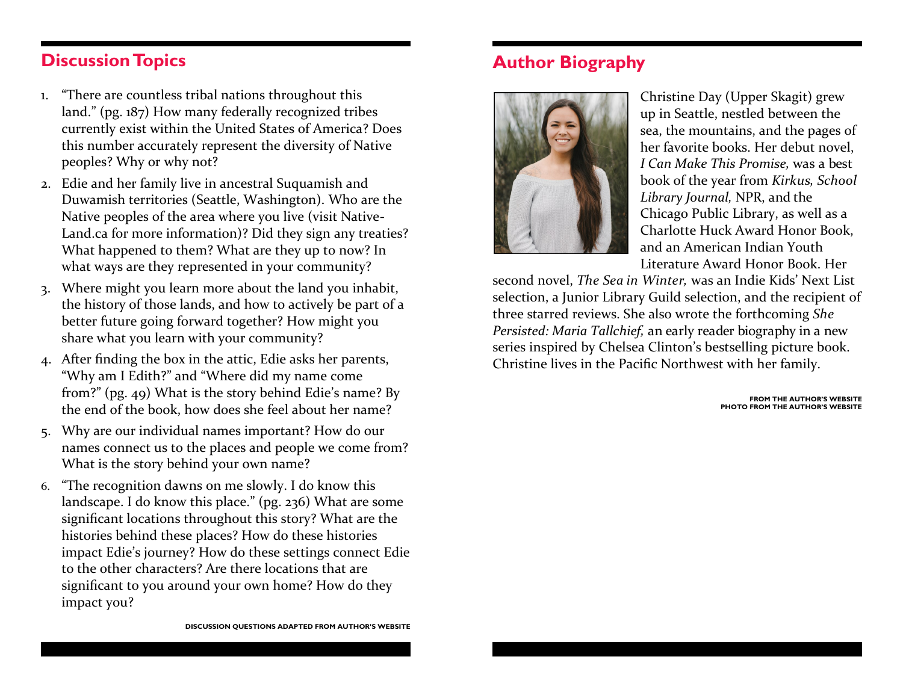## Discussion Topics

1. "There are countless tribal nations throughout this land." (pg. 187) How many federally recognized tribes currently exist within the United States of America? Does this number accurately represent the diversity of Native peoples? Why or why not?
2. Edie and her family live in ancestral Suquamish and Duwamish territories (Seattle, Washington). Who are the Native peoples of the area where you live (visit Native-Land.ca for more information)? Did they sign any treaties? What happened to them? What are they up to now? In what ways are they represented in your community?
3. Where might you learn more about the land you inhabit, the history of those lands, and how to actively be part of a better future going forward together? How might you share what you learn with your community?
4. After finding the box in the attic, Edie asks her parents, "Why am I Edith?" and "Where did my name come from?" (pg. 49) What is the story behind Edie's name? By the end of the book, how does she feel about her name?
5. Why are our individual names important? How do our names connect us to the places and people we come from? What is the story behind your own name?
6. "The recognition dawns on me slowly. I do know this landscape. I do know this place." (pg. 236) What are some significant locations throughout this story? What are the histories behind these places? How do these histories impact Edie's journey? How do these settings connect Edie to the other characters? Are there locations that are significant to you around your own home? How do they impact you?

DISCUSSION QUESTIONS ADAPTED FROM AUTHOR'S WEBSITE

## Author Biography

Christine Day (Upper Skagit) grew up in Seattle, nestled between the sea, the mountains, and the pages of her favorite books. Her debut novel, *I Can Make This Promise,* was a best book of the year from *Kirkus, School Library Journal,* NPR, and the Chicago Public Library, as well as a Charlotte Huck Award Honor Book, and an American Indian Youth Literature Award Honor Book. Her second novel, *The Sea in Winter,* was an Indie Kids' Next List selection, a Junior Library Guild selection, and the recipient of three starred reviews. She also wrote the forthcoming *She Persisted: Maria Tallchief,* an early reader biography in a new series inspired by Chelsea Clinton's bestselling picture book. Christine lives in the Pacific Northwest with her family.

FROM THE AUTHOR'S WEBSITE
PHOTO FROM THE AUTHOR'S WEBSITE